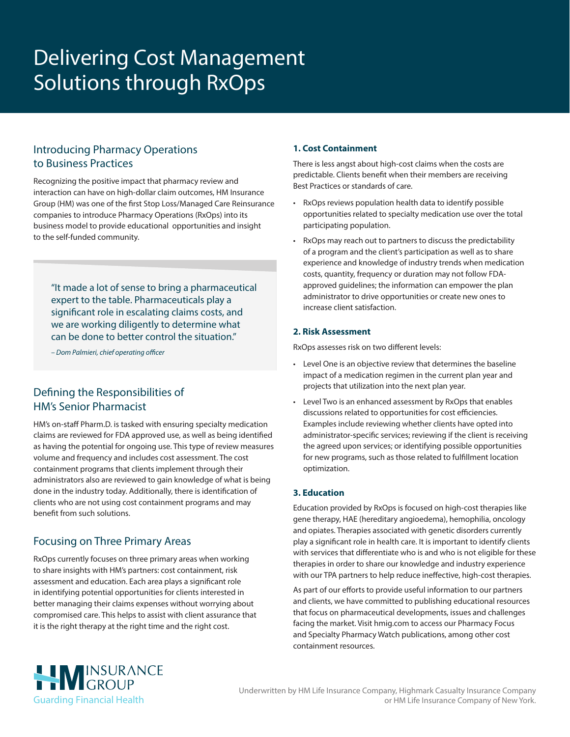# Delivering Cost Management Solutions through RxOps

## Introducing Pharmacy Operations to Business Practices

Recognizing the positive impact that pharmacy review and interaction can have on high-dollar claim outcomes, HM Insurance Group (HM) was one of the first Stop Loss/Managed Care Reinsurance companies to introduce Pharmacy Operations (RxOps) into its business model to provide educational opportunities and insight to the self-funded community.

> "It made a lot of sense to bring a pharmaceutical expert to the table. Pharmaceuticals play a significant role in escalating claims costs, and we are working diligently to determine what can be done to better control the situation."
>
> *– Dom Palmieri, chief operating officer*

## Defining the Responsibilities of HM's Senior Pharmacist

HM's on-staff Pharm.D. is tasked with ensuring specialty medication claims are reviewed for FDA approved use, as well as being identified as having the potential for ongoing use. This type of review measures volume and frequency and includes cost assessment. The cost containment programs that clients implement through their administrators also are reviewed to gain knowledge of what is being done in the industry today. Additionally, there is identification of clients who are not using cost containment programs and may benefit from such solutions.

## Focusing on Three Primary Areas

RxOps currently focuses on three primary areas when working to share insights with HM's partners: cost containment, risk assessment and education. Each area plays a significant role in identifying potential opportunities for clients interested in better managing their claims expenses without worrying about compromised care. This helps to assist with client assurance that it is the right therapy at the right time and the right cost.

### 1. Cost Containment

There is less angst about high-cost claims when the costs are predictable. Clients benefit when their members are receiving Best Practices or standards of care.

- RxOps reviews population health data to identify possible opportunities related to specialty medication use over the total participating population.
- RxOps may reach out to partners to discuss the predictability of a program and the client's participation as well as to share experience and knowledge of industry trends when medication costs, quantity, frequency or duration may not follow FDA-approved guidelines; the information can empower the plan administrator to drive opportunities or create new ones to increase client satisfaction.

### 2. Risk Assessment

RxOps assesses risk on two different levels:

- Level One is an objective review that determines the baseline impact of a medication regimen in the current plan year and projects that utilization into the next plan year.
- Level Two is an enhanced assessment by RxOps that enables discussions related to opportunities for cost efficiencies. Examples include reviewing whether clients have opted into administrator-specific services; reviewing if the client is receiving the agreed upon services; or identifying possible opportunities for new programs, such as those related to fulfillment location optimization.

### 3. Education

Education provided by RxOps is focused on high-cost therapies like gene therapy, HAE (hereditary angioedema), hemophilia, oncology and opiates. Therapies associated with genetic disorders currently play a significant role in health care. It is important to identify clients with services that differentiate who is and who is not eligible for these therapies in order to share our knowledge and industry experience with our TPA partners to help reduce ineffective, high-cost therapies.

As part of our efforts to provide useful information to our partners and clients, we have committed to publishing educational resources that focus on pharmaceutical developments, issues and challenges facing the market. Visit hmig.com to access our Pharmacy Focus and Specialty Pharmacy Watch publications, among other cost containment resources.

HM INSURANCE GROUP
Guarding Financial Health

Underwritten by HM Life Insurance Company, Highmark Casualty Insurance Company or HM Life Insurance Company of New York.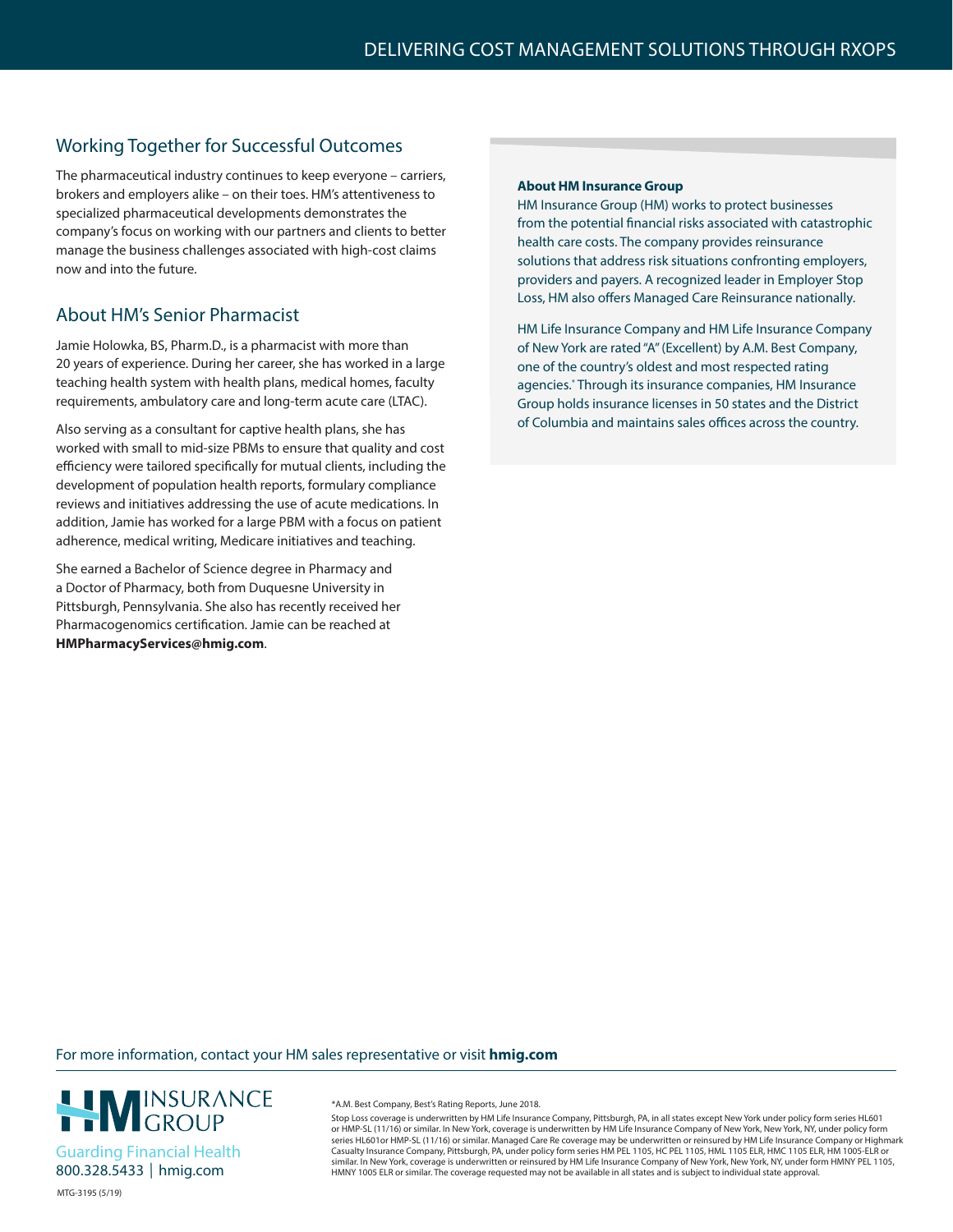## Working Together for Successful Outcomes

The pharmaceutical industry continues to keep everyone – carriers, brokers and employers alike – on their toes. HM's attentiveness to specialized pharmaceutical developments demonstrates the company's focus on working with our partners and clients to better manage the business challenges associated with high-cost claims now and into the future.

## About HM's Senior Pharmacist

Jamie Holowka, BS, Pharm.D., is a pharmacist with more than 20 years of experience. During her career, she has worked in a large teaching health system with health plans, medical homes, faculty requirements, ambulatory care and long-term acute care (LTAC).

Also serving as a consultant for captive health plans, she has worked with small to mid-size PBMs to ensure that quality and cost efficiency were tailored specifically for mutual clients, including the development of population health reports, formulary compliance reviews and initiatives addressing the use of acute medications. In addition, Jamie has worked for a large PBM with a focus on patient adherence, medical writing, Medicare initiatives and teaching.

She earned a Bachelor of Science degree in Pharmacy and a Doctor of Pharmacy, both from Duquesne University in Pittsburgh, Pennsylvania. She also has recently received her Pharmacogenomics certification. Jamie can be reached at **HMPharmacyServices@hmig.com**.

**About HM Insurance Group**

HM Insurance Group (HM) works to protect businesses from the potential financial risks associated with catastrophic health care costs. The company provides reinsurance solutions that address risk situations confronting employers, providers and payers. A recognized leader in Employer Stop Loss, HM also offers Managed Care Reinsurance nationally.

HM Life Insurance Company and HM Life Insurance Company of New York are rated "A" (Excellent) by A.M. Best Company, one of the country's oldest and most respected rating agencies.* Through its insurance companies, HM Insurance Group holds insurance licenses in 50 states and the District of Columbia and maintains sales offices across the country.

For more information, contact your HM sales representative or visit **hmig.com**

HM INSURANCE GROUP

Guarding Financial Health

800.328.5433 | hmig.com

*A.M. Best Company, Best's Rating Reports, June 2018.

Stop Loss coverage is underwritten by HM Life Insurance Company, Pittsburgh, PA, in all states except New York under policy form series HL601 or HMP-SL (11/16) or similar. In New York, coverage is underwritten by HM Life Insurance Company of New York, New York, NY, under policy form series HL601or HMP-SL (11/16) or similar. Managed Care Re coverage may be underwritten or reinsured by HM Life Insurance Company or Highmark Casualty Insurance Company, Pittsburgh, PA, under policy form series HM PEL 1105, HC PEL 1105, HML 1105 ELR, HMC 1105 ELR, HM 1005-ELR or similar. In New York, coverage is underwritten or reinsured by HM Life Insurance Company of New York, New York, NY, under form HMNY PEL 1105, HMNY 1005 ELR or similar. The coverage requested may not be available in all states and is subject to individual state approval.

MTG-3195 (5/19)